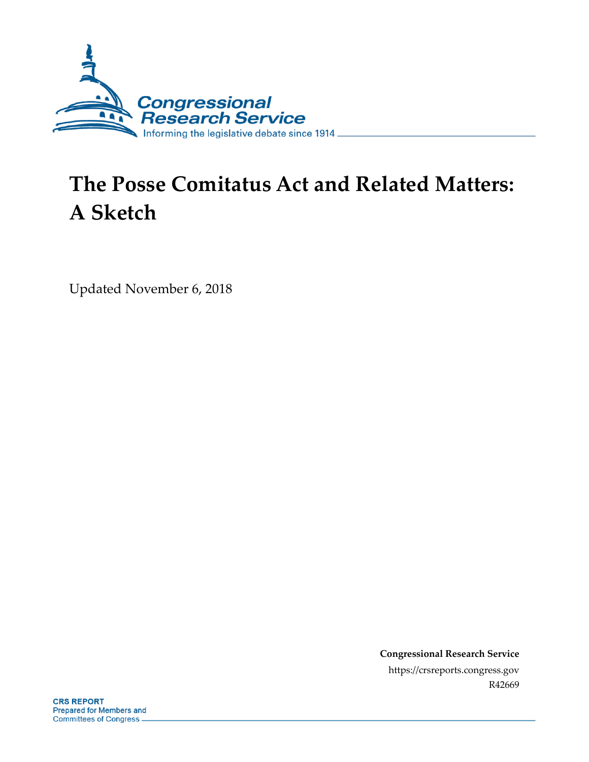Congressional Research Service

Informing the legislative debate since 1914

# The Posse Comitatus Act and Related Matters: A Sketch

Updated November 6, 2018

**Congressional Research Service**

https://crsreports.congress.gov

R42669

**CRS REPORT**
Prepared for Members and Committees of Congress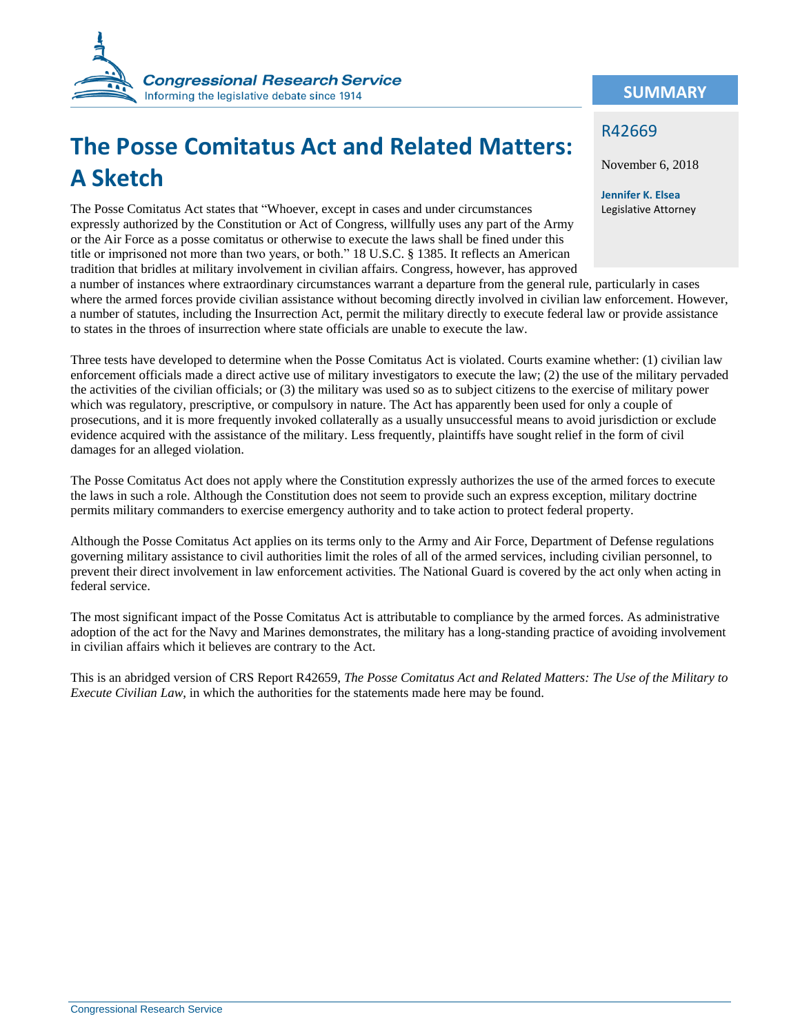# The Posse Comitatus Act and Related Matters: A Sketch

## SUMMARY

R42669

November 6, 2018

**Jennifer K. Elsea**
Legislative Attorney

The Posse Comitatus Act states that "Whoever, except in cases and under circumstances expressly authorized by the Constitution or Act of Congress, willfully uses any part of the Army or the Air Force as a posse comitatus or otherwise to execute the laws shall be fined under this title or imprisoned not more than two years, or both." 18 U.S.C. § 1385. It reflects an American tradition that bridles at military involvement in civilian affairs. Congress, however, has approved a number of instances where extraordinary circumstances warrant a departure from the general rule, particularly in cases where the armed forces provide civilian assistance without becoming directly involved in civilian law enforcement. However, a number of statutes, including the Insurrection Act, permit the military directly to execute federal law or provide assistance to states in the throes of insurrection where state officials are unable to execute the law.

Three tests have developed to determine when the Posse Comitatus Act is violated. Courts examine whether: (1) civilian law enforcement officials made a direct active use of military investigators to execute the law; (2) the use of the military pervaded the activities of the civilian officials; or (3) the military was used so as to subject citizens to the exercise of military power which was regulatory, prescriptive, or compulsory in nature. The Act has apparently been used for only a couple of prosecutions, and it is more frequently invoked collaterally as a usually unsuccessful means to avoid jurisdiction or exclude evidence acquired with the assistance of the military. Less frequently, plaintiffs have sought relief in the form of civil damages for an alleged violation.

The Posse Comitatus Act does not apply where the Constitution expressly authorizes the use of the armed forces to execute the laws in such a role. Although the Constitution does not seem to provide such an express exception, military doctrine permits military commanders to exercise emergency authority and to take action to protect federal property.

Although the Posse Comitatus Act applies on its terms only to the Army and Air Force, Department of Defense regulations governing military assistance to civil authorities limit the roles of all of the armed services, including civilian personnel, to prevent their direct involvement in law enforcement activities. The National Guard is covered by the act only when acting in federal service.

The most significant impact of the Posse Comitatus Act is attributable to compliance by the armed forces. As administrative adoption of the act for the Navy and Marines demonstrates, the military has a long-standing practice of avoiding involvement in civilian affairs which it believes are contrary to the Act.

This is an abridged version of CRS Report R42659, *The Posse Comitatus Act and Related Matters: The Use of the Military to Execute Civilian Law*, in which the authorities for the statements made here may be found.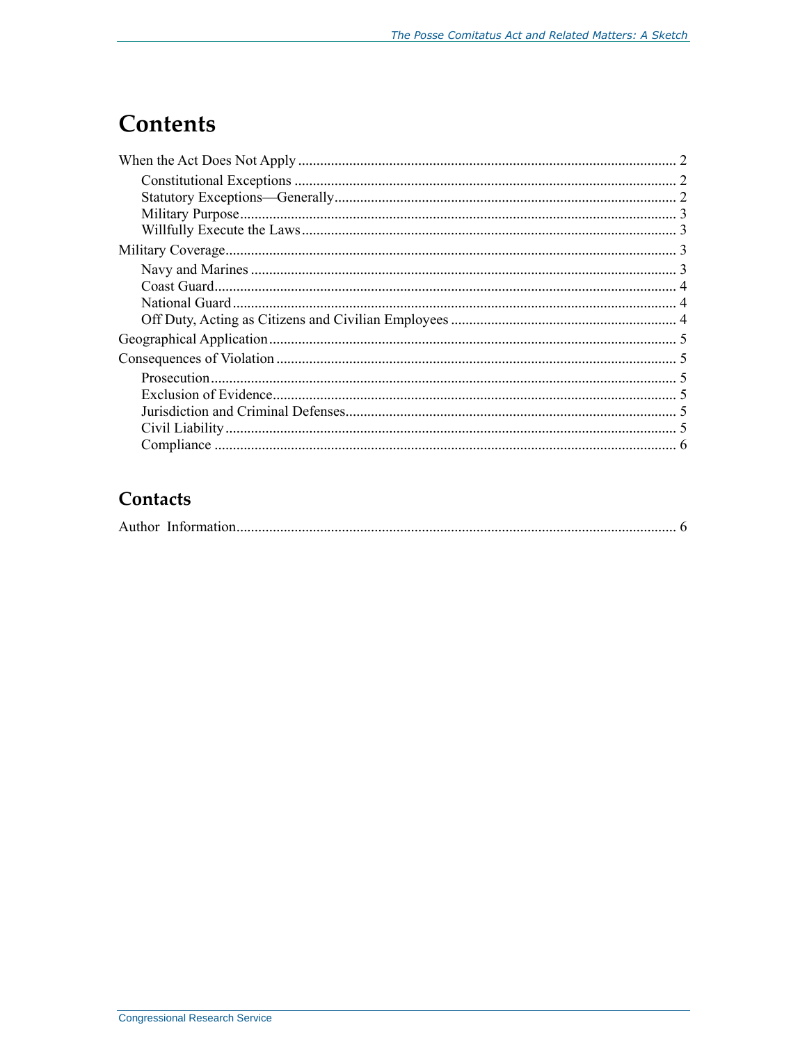# Contents

When the Act Does Not Apply ........................................................................................................ 2

- Constitutional Exceptions ........................................................................................................ 2
- Statutory Exceptions—Generally............................................................................................. 2
- Military Purpose....................................................................................................................... 3
- Willfully Execute the Laws...................................................................................................... 3

Military Coverage........................................................................................................................... 3

- Navy and Marines .................................................................................................................... 3
- Coast Guard.............................................................................................................................. 4
- National Guard ......................................................................................................................... 4
- Off Duty, Acting as Citizens and Civilian Employees ............................................................. 4

Geographical Application............................................................................................................... 5

Consequences of Violation ............................................................................................................ 5

- Prosecution.............................................................................................................................. 5
- Exclusion of Evidence.............................................................................................................. 5
- Jurisdiction and Criminal Defenses.......................................................................................... 5
- Civil Liability ........................................................................................................................... 5
- Compliance .............................................................................................................................. 6

## Contacts

Author Information........................................................................................................................ 6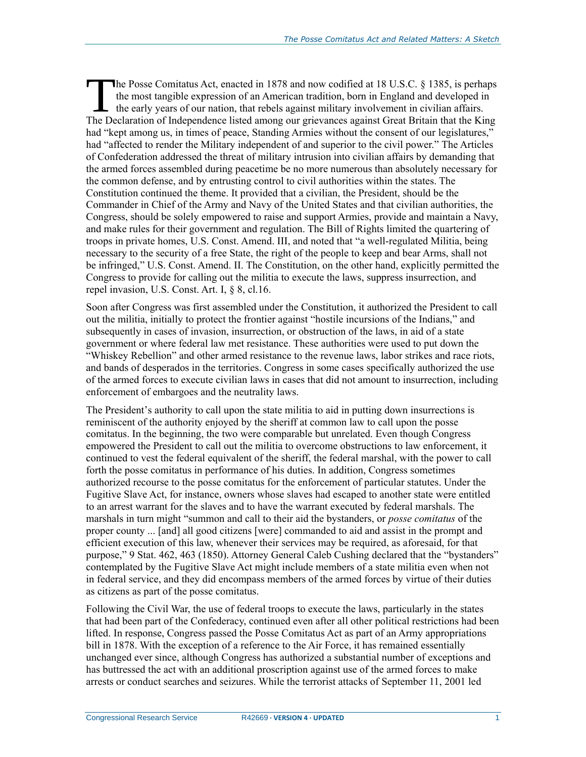The Posse Comitatus Act, enacted in 1878 and now codified at 18 U.S.C. § 1385, is perhaps the most tangible expression of an American tradition, born in England and developed in the early years of our nation, that rebels against military involvement in civilian affairs. The Declaration of Independence listed among our grievances against Great Britain that the King had "kept among us, in times of peace, Standing Armies without the consent of our legislatures," had "affected to render the Military independent of and superior to the civil power." The Articles of Confederation addressed the threat of military intrusion into civilian affairs by demanding that the armed forces assembled during peacetime be no more numerous than absolutely necessary for the common defense, and by entrusting control to civil authorities within the states. The Constitution continued the theme. It provided that a civilian, the President, should be the Commander in Chief of the Army and Navy of the United States and that civilian authorities, the Congress, should be solely empowered to raise and support Armies, provide and maintain a Navy, and make rules for their government and regulation. The Bill of Rights limited the quartering of troops in private homes, U.S. Const. Amend. III, and noted that "a well-regulated Militia, being necessary to the security of a free State, the right of the people to keep and bear Arms, shall not be infringed," U.S. Const. Amend. II. The Constitution, on the other hand, explicitly permitted the Congress to provide for calling out the militia to execute the laws, suppress insurrection, and repel invasion, U.S. Const. Art. I, § 8, cl.16.

Soon after Congress was first assembled under the Constitution, it authorized the President to call out the militia, initially to protect the frontier against "hostile incursions of the Indians," and subsequently in cases of invasion, insurrection, or obstruction of the laws, in aid of a state government or where federal law met resistance. These authorities were used to put down the "Whiskey Rebellion" and other armed resistance to the revenue laws, labor strikes and race riots, and bands of desperados in the territories. Congress in some cases specifically authorized the use of the armed forces to execute civilian laws in cases that did not amount to insurrection, including enforcement of embargoes and the neutrality laws.

The President's authority to call upon the state militia to aid in putting down insurrections is reminiscent of the authority enjoyed by the sheriff at common law to call upon the posse comitatus. In the beginning, the two were comparable but unrelated. Even though Congress empowered the President to call out the militia to overcome obstructions to law enforcement, it continued to vest the federal equivalent of the sheriff, the federal marshal, with the power to call forth the posse comitatus in performance of his duties. In addition, Congress sometimes authorized recourse to the posse comitatus for the enforcement of particular statutes. Under the Fugitive Slave Act, for instance, owners whose slaves had escaped to another state were entitled to an arrest warrant for the slaves and to have the warrant executed by federal marshals. The marshals in turn might "summon and call to their aid the bystanders, or *posse comitatus* of the proper county ... [and] all good citizens [were] commanded to aid and assist in the prompt and efficient execution of this law, whenever their services may be required, as aforesaid, for that purpose," 9 Stat. 462, 463 (1850). Attorney General Caleb Cushing declared that the "bystanders" contemplated by the Fugitive Slave Act might include members of a state militia even when not in federal service, and they did encompass members of the armed forces by virtue of their duties as citizens as part of the posse comitatus.

Following the Civil War, the use of federal troops to execute the laws, particularly in the states that had been part of the Confederacy, continued even after all other political restrictions had been lifted. In response, Congress passed the Posse Comitatus Act as part of an Army appropriations bill in 1878. With the exception of a reference to the Air Force, it has remained essentially unchanged ever since, although Congress has authorized a substantial number of exceptions and has buttressed the act with an additional proscription against use of the armed forces to make arrests or conduct searches and seizures. While the terrorist attacks of September 11, 2001 led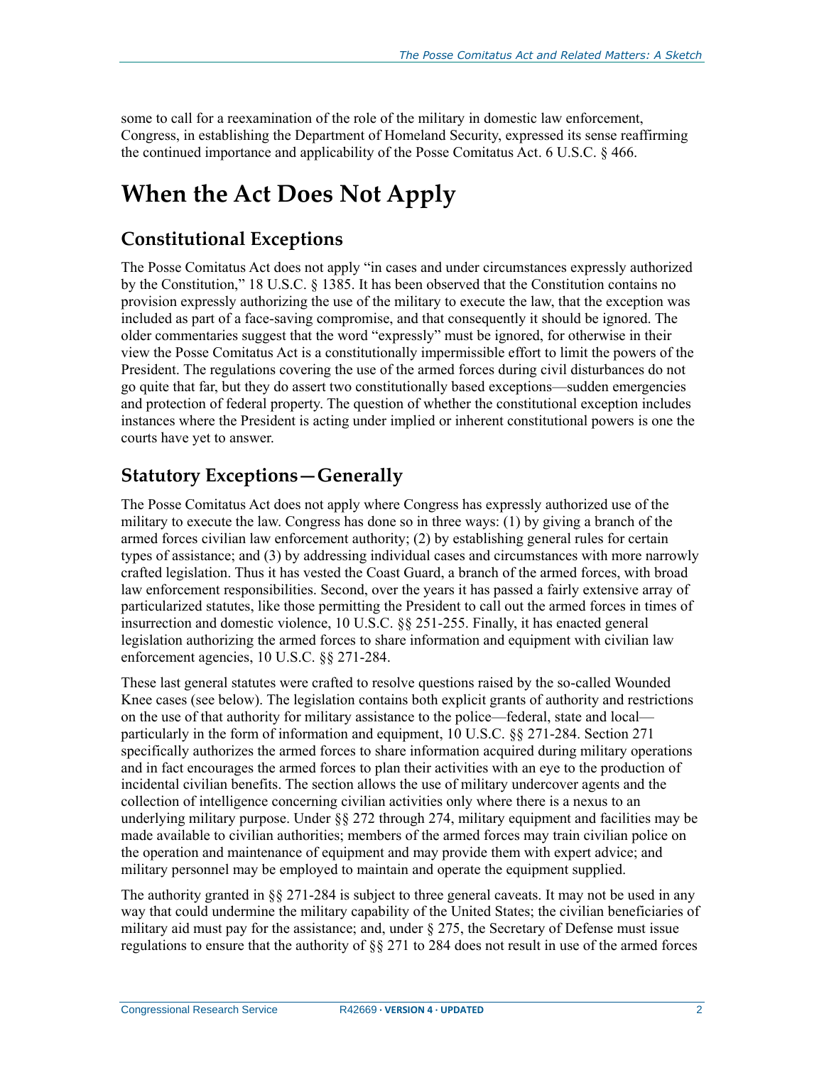some to call for a reexamination of the role of the military in domestic law enforcement, Congress, in establishing the Department of Homeland Security, expressed its sense reaffirming the continued importance and applicability of the Posse Comitatus Act. 6 U.S.C. § 466.

# When the Act Does Not Apply

## Constitutional Exceptions

The Posse Comitatus Act does not apply "in cases and under circumstances expressly authorized by the Constitution," 18 U.S.C. § 1385. It has been observed that the Constitution contains no provision expressly authorizing the use of the military to execute the law, that the exception was included as part of a face-saving compromise, and that consequently it should be ignored. The older commentaries suggest that the word "expressly" must be ignored, for otherwise in their view the Posse Comitatus Act is a constitutionally impermissible effort to limit the powers of the President. The regulations covering the use of the armed forces during civil disturbances do not go quite that far, but they do assert two constitutionally based exceptions—sudden emergencies and protection of federal property. The question of whether the constitutional exception includes instances where the President is acting under implied or inherent constitutional powers is one the courts have yet to answer.

## Statutory Exceptions—Generally

The Posse Comitatus Act does not apply where Congress has expressly authorized use of the military to execute the law. Congress has done so in three ways: (1) by giving a branch of the armed forces civilian law enforcement authority; (2) by establishing general rules for certain types of assistance; and (3) by addressing individual cases and circumstances with more narrowly crafted legislation. Thus it has vested the Coast Guard, a branch of the armed forces, with broad law enforcement responsibilities. Second, over the years it has passed a fairly extensive array of particularized statutes, like those permitting the President to call out the armed forces in times of insurrection and domestic violence, 10 U.S.C. §§ 251-255. Finally, it has enacted general legislation authorizing the armed forces to share information and equipment with civilian law enforcement agencies, 10 U.S.C. §§ 271-284.

These last general statutes were crafted to resolve questions raised by the so-called Wounded Knee cases (see below). The legislation contains both explicit grants of authority and restrictions on the use of that authority for military assistance to the police—federal, state and local—particularly in the form of information and equipment, 10 U.S.C. §§ 271-284. Section 271 specifically authorizes the armed forces to share information acquired during military operations and in fact encourages the armed forces to plan their activities with an eye to the production of incidental civilian benefits. The section allows the use of military undercover agents and the collection of intelligence concerning civilian activities only where there is a nexus to an underlying military purpose. Under §§ 272 through 274, military equipment and facilities may be made available to civilian authorities; members of the armed forces may train civilian police on the operation and maintenance of equipment and may provide them with expert advice; and military personnel may be employed to maintain and operate the equipment supplied.

The authority granted in §§ 271-284 is subject to three general caveats. It may not be used in any way that could undermine the military capability of the United States; the civilian beneficiaries of military aid must pay for the assistance; and, under § 275, the Secretary of Defense must issue regulations to ensure that the authority of §§ 271 to 284 does not result in use of the armed forces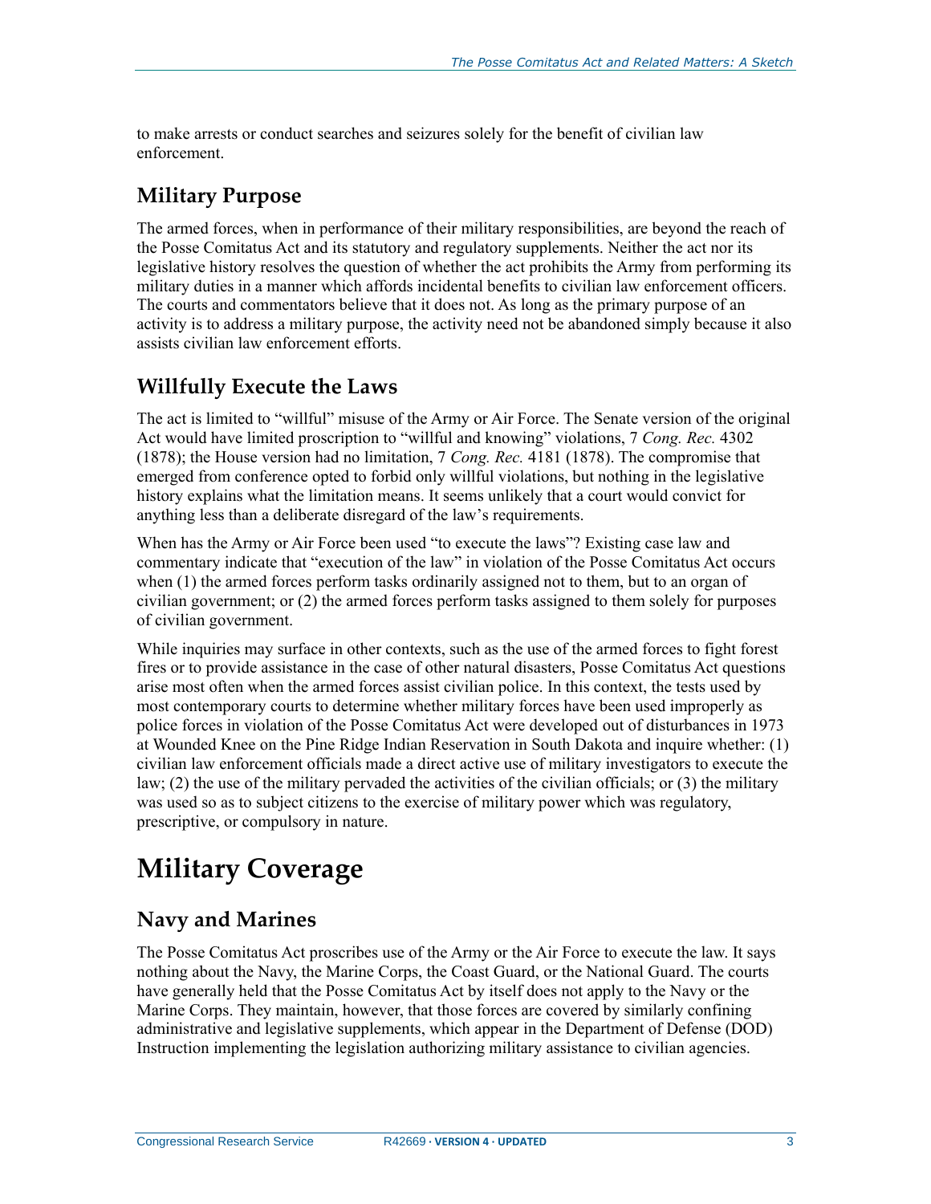to make arrests or conduct searches and seizures solely for the benefit of civilian law enforcement.

## Military Purpose

The armed forces, when in performance of their military responsibilities, are beyond the reach of the Posse Comitatus Act and its statutory and regulatory supplements. Neither the act nor its legislative history resolves the question of whether the act prohibits the Army from performing its military duties in a manner which affords incidental benefits to civilian law enforcement officers. The courts and commentators believe that it does not. As long as the primary purpose of an activity is to address a military purpose, the activity need not be abandoned simply because it also assists civilian law enforcement efforts.

## Willfully Execute the Laws

The act is limited to "willful" misuse of the Army or Air Force. The Senate version of the original Act would have limited proscription to "willful and knowing" violations, 7 *Cong. Rec.* 4302 (1878); the House version had no limitation, 7 *Cong. Rec.* 4181 (1878). The compromise that emerged from conference opted to forbid only willful violations, but nothing in the legislative history explains what the limitation means. It seems unlikely that a court would convict for anything less than a deliberate disregard of the law's requirements.

When has the Army or Air Force been used "to execute the laws"? Existing case law and commentary indicate that "execution of the law" in violation of the Posse Comitatus Act occurs when (1) the armed forces perform tasks ordinarily assigned not to them, but to an organ of civilian government; or (2) the armed forces perform tasks assigned to them solely for purposes of civilian government.

While inquiries may surface in other contexts, such as the use of the armed forces to fight forest fires or to provide assistance in the case of other natural disasters, Posse Comitatus Act questions arise most often when the armed forces assist civilian police. In this context, the tests used by most contemporary courts to determine whether military forces have been used improperly as police forces in violation of the Posse Comitatus Act were developed out of disturbances in 1973 at Wounded Knee on the Pine Ridge Indian Reservation in South Dakota and inquire whether: (1) civilian law enforcement officials made a direct active use of military investigators to execute the law; (2) the use of the military pervaded the activities of the civilian officials; or (3) the military was used so as to subject citizens to the exercise of military power which was regulatory, prescriptive, or compulsory in nature.

# Military Coverage

## Navy and Marines

The Posse Comitatus Act proscribes use of the Army or the Air Force to execute the law. It says nothing about the Navy, the Marine Corps, the Coast Guard, or the National Guard. The courts have generally held that the Posse Comitatus Act by itself does not apply to the Navy or the Marine Corps. They maintain, however, that those forces are covered by similarly confining administrative and legislative supplements, which appear in the Department of Defense (DOD) Instruction implementing the legislation authorizing military assistance to civilian agencies.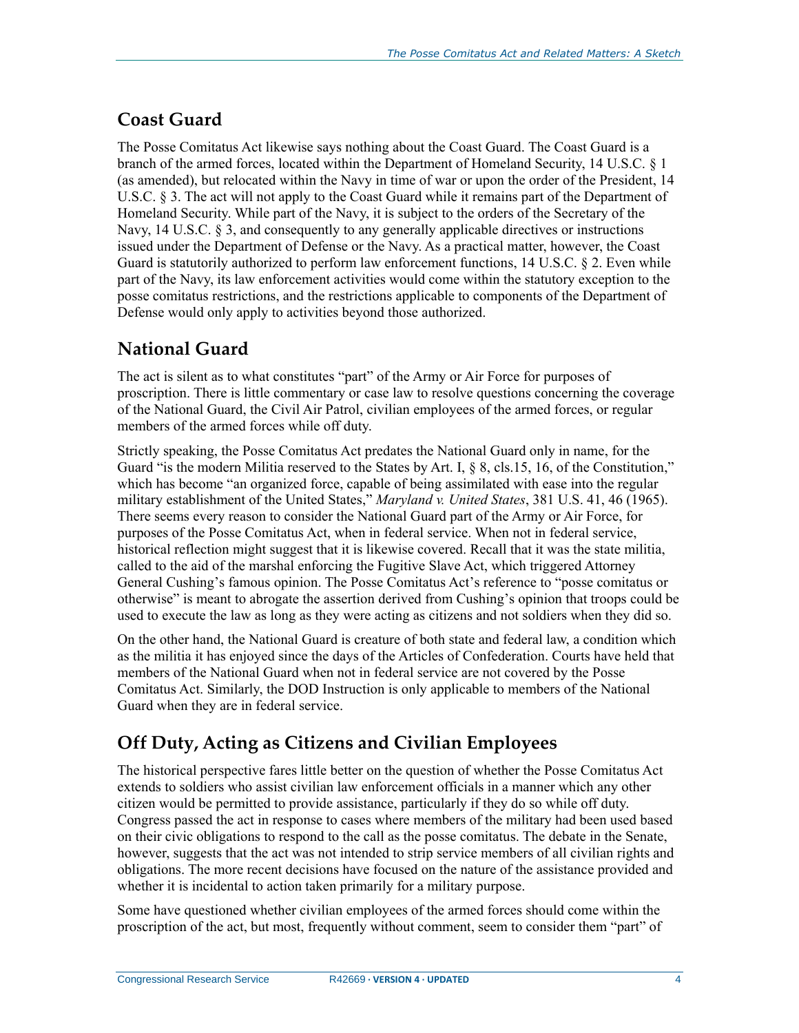## Coast Guard

The Posse Comitatus Act likewise says nothing about the Coast Guard. The Coast Guard is a branch of the armed forces, located within the Department of Homeland Security, 14 U.S.C. § 1 (as amended), but relocated within the Navy in time of war or upon the order of the President, 14 U.S.C. § 3. The act will not apply to the Coast Guard while it remains part of the Department of Homeland Security. While part of the Navy, it is subject to the orders of the Secretary of the Navy, 14 U.S.C. § 3, and consequently to any generally applicable directives or instructions issued under the Department of Defense or the Navy. As a practical matter, however, the Coast Guard is statutorily authorized to perform law enforcement functions, 14 U.S.C. § 2. Even while part of the Navy, its law enforcement activities would come within the statutory exception to the posse comitatus restrictions, and the restrictions applicable to components of the Department of Defense would only apply to activities beyond those authorized.

## National Guard

The act is silent as to what constitutes "part" of the Army or Air Force for purposes of proscription. There is little commentary or case law to resolve questions concerning the coverage of the National Guard, the Civil Air Patrol, civilian employees of the armed forces, or regular members of the armed forces while off duty.

Strictly speaking, the Posse Comitatus Act predates the National Guard only in name, for the Guard "is the modern Militia reserved to the States by Art. I, § 8, cls.15, 16, of the Constitution," which has become "an organized force, capable of being assimilated with ease into the regular military establishment of the United States," *Maryland v. United States*, 381 U.S. 41, 46 (1965). There seems every reason to consider the National Guard part of the Army or Air Force, for purposes of the Posse Comitatus Act, when in federal service. When not in federal service, historical reflection might suggest that it is likewise covered. Recall that it was the state militia, called to the aid of the marshal enforcing the Fugitive Slave Act, which triggered Attorney General Cushing's famous opinion. The Posse Comitatus Act's reference to "posse comitatus or otherwise" is meant to abrogate the assertion derived from Cushing's opinion that troops could be used to execute the law as long as they were acting as citizens and not soldiers when they did so.

On the other hand, the National Guard is creature of both state and federal law, a condition which as the militia it has enjoyed since the days of the Articles of Confederation. Courts have held that members of the National Guard when not in federal service are not covered by the Posse Comitatus Act. Similarly, the DOD Instruction is only applicable to members of the National Guard when they are in federal service.

## Off Duty, Acting as Citizens and Civilian Employees

The historical perspective fares little better on the question of whether the Posse Comitatus Act extends to soldiers who assist civilian law enforcement officials in a manner which any other citizen would be permitted to provide assistance, particularly if they do so while off duty. Congress passed the act in response to cases where members of the military had been used based on their civic obligations to respond to the call as the posse comitatus. The debate in the Senate, however, suggests that the act was not intended to strip service members of all civilian rights and obligations. The more recent decisions have focused on the nature of the assistance provided and whether it is incidental to action taken primarily for a military purpose.

Some have questioned whether civilian employees of the armed forces should come within the proscription of the act, but most, frequently without comment, seem to consider them "part" of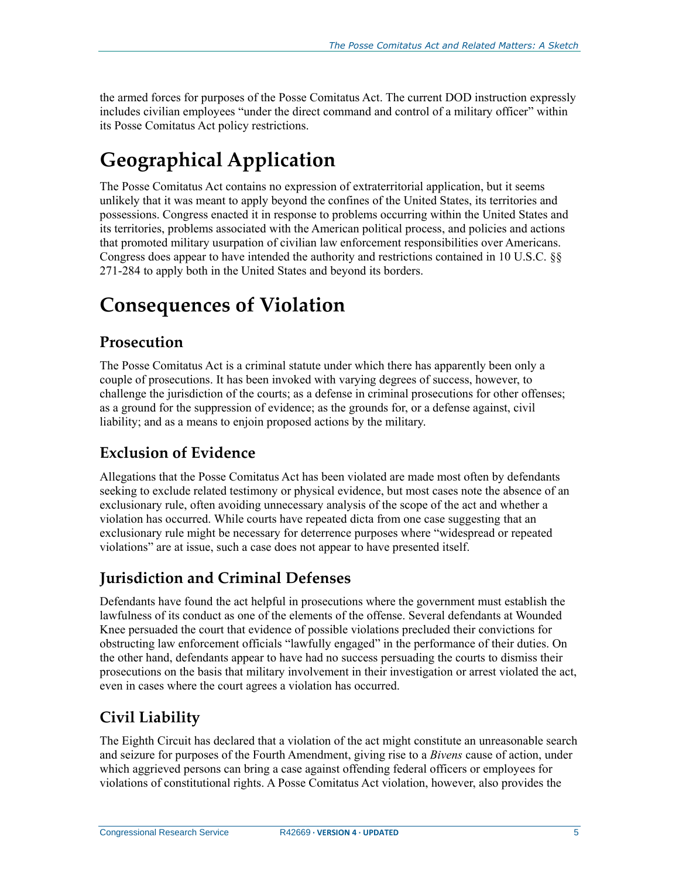the armed forces for purposes of the Posse Comitatus Act. The current DOD instruction expressly includes civilian employees "under the direct command and control of a military officer" within its Posse Comitatus Act policy restrictions.

# Geographical Application

The Posse Comitatus Act contains no expression of extraterritorial application, but it seems unlikely that it was meant to apply beyond the confines of the United States, its territories and possessions. Congress enacted it in response to problems occurring within the United States and its territories, problems associated with the American political process, and policies and actions that promoted military usurpation of civilian law enforcement responsibilities over Americans. Congress does appear to have intended the authority and restrictions contained in 10 U.S.C. §§ 271-284 to apply both in the United States and beyond its borders.

# Consequences of Violation

## Prosecution

The Posse Comitatus Act is a criminal statute under which there has apparently been only a couple of prosecutions. It has been invoked with varying degrees of success, however, to challenge the jurisdiction of the courts; as a defense in criminal prosecutions for other offenses; as a ground for the suppression of evidence; as the grounds for, or a defense against, civil liability; and as a means to enjoin proposed actions by the military.

## Exclusion of Evidence

Allegations that the Posse Comitatus Act has been violated are made most often by defendants seeking to exclude related testimony or physical evidence, but most cases note the absence of an exclusionary rule, often avoiding unnecessary analysis of the scope of the act and whether a violation has occurred. While courts have repeated dicta from one case suggesting that an exclusionary rule might be necessary for deterrence purposes where "widespread or repeated violations" are at issue, such a case does not appear to have presented itself.

## Jurisdiction and Criminal Defenses

Defendants have found the act helpful in prosecutions where the government must establish the lawfulness of its conduct as one of the elements of the offense. Several defendants at Wounded Knee persuaded the court that evidence of possible violations precluded their convictions for obstructing law enforcement officials "lawfully engaged" in the performance of their duties. On the other hand, defendants appear to have had no success persuading the courts to dismiss their prosecutions on the basis that military involvement in their investigation or arrest violated the act, even in cases where the court agrees a violation has occurred.

## Civil Liability

The Eighth Circuit has declared that a violation of the act might constitute an unreasonable search and seizure for purposes of the Fourth Amendment, giving rise to a *Bivens* cause of action, under which aggrieved persons can bring a case against offending federal officers or employees for violations of constitutional rights. A Posse Comitatus Act violation, however, also provides the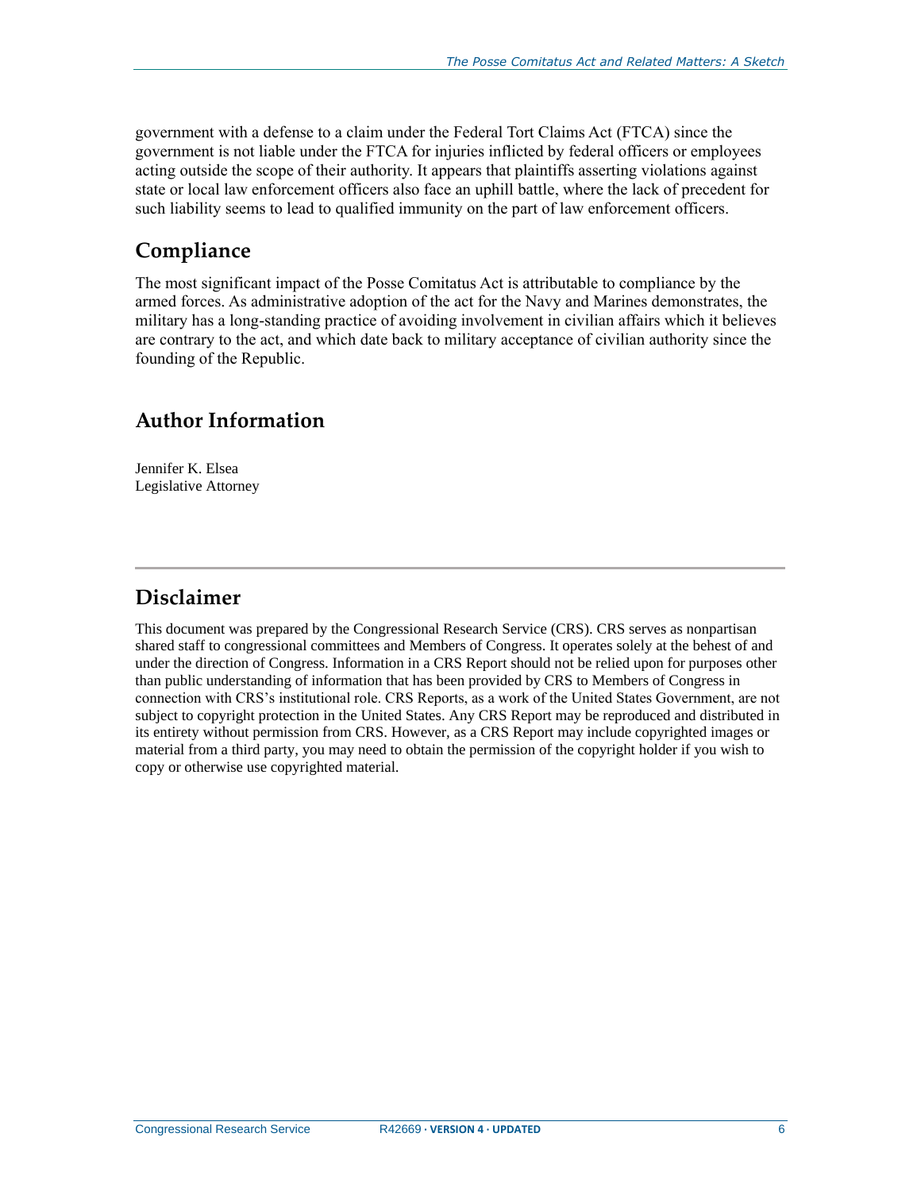government with a defense to a claim under the Federal Tort Claims Act (FTCA) since the government is not liable under the FTCA for injuries inflicted by federal officers or employees acting outside the scope of their authority. It appears that plaintiffs asserting violations against state or local law enforcement officers also face an uphill battle, where the lack of precedent for such liability seems to lead to qualified immunity on the part of law enforcement officers.

## Compliance

The most significant impact of the Posse Comitatus Act is attributable to compliance by the armed forces. As administrative adoption of the act for the Navy and Marines demonstrates, the military has a long-standing practice of avoiding involvement in civilian affairs which it believes are contrary to the act, and which date back to military acceptance of civilian authority since the founding of the Republic.

## Author Information

Jennifer K. Elsea
Legislative Attorney

## Disclaimer

This document was prepared by the Congressional Research Service (CRS). CRS serves as nonpartisan shared staff to congressional committees and Members of Congress. It operates solely at the behest of and under the direction of Congress. Information in a CRS Report should not be relied upon for purposes other than public understanding of information that has been provided by CRS to Members of Congress in connection with CRS's institutional role. CRS Reports, as a work of the United States Government, are not subject to copyright protection in the United States. Any CRS Report may be reproduced and distributed in its entirety without permission from CRS. However, as a CRS Report may include copyrighted images or material from a third party, you may need to obtain the permission of the copyright holder if you wish to copy or otherwise use copyrighted material.